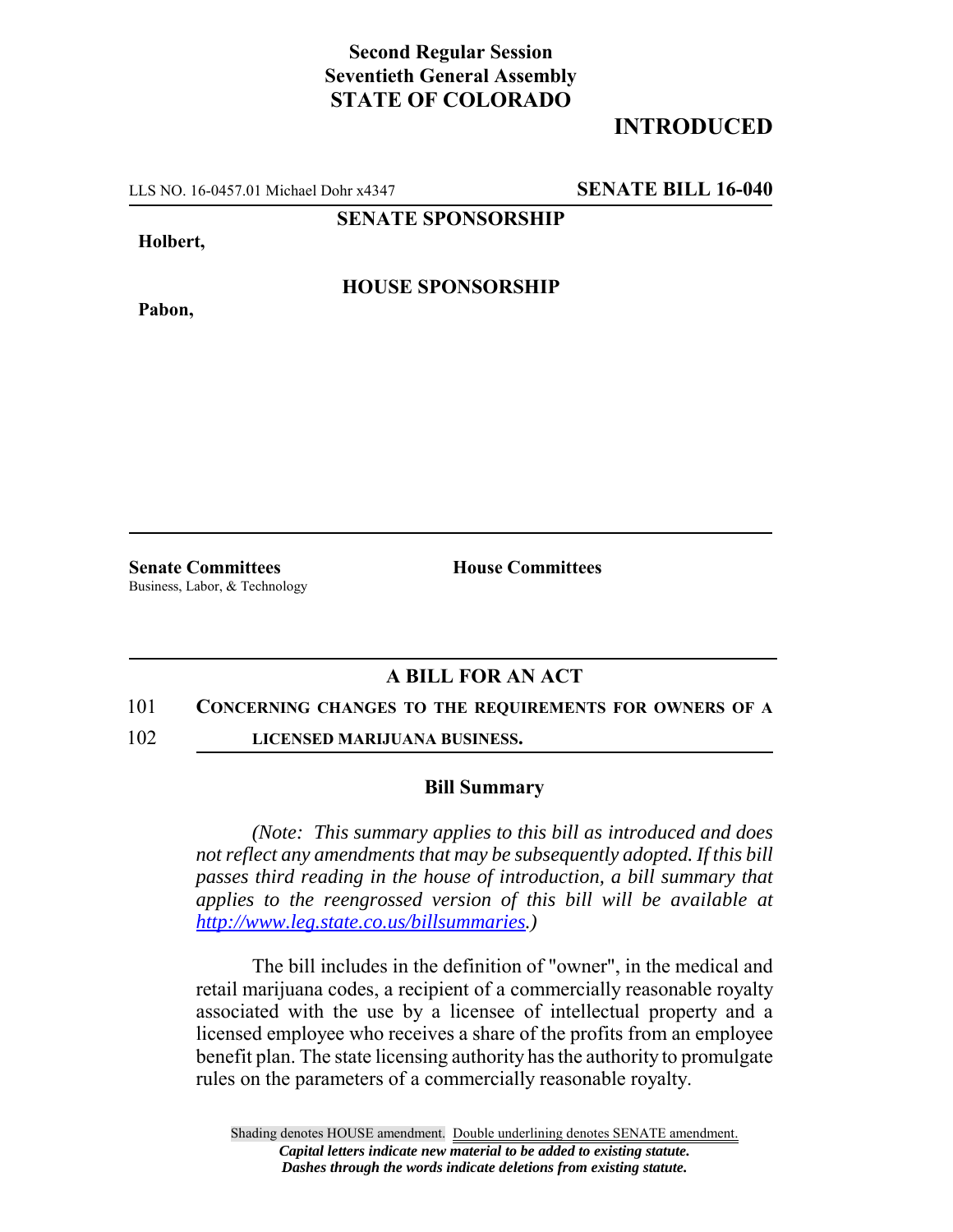**Second Regular Session**
**Seventieth General Assembly**
**STATE OF COLORADO**

**INTRODUCED**

LLS NO. 16-0457.01 Michael Dohr x4347 **SENATE BILL 16-040**

**SENATE SPONSORSHIP**

**Holbert,**

**HOUSE SPONSORSHIP**

**Pabon,**

**Senate Committees**
Business, Labor, & Technology

**House Committees**

## A BILL FOR AN ACT

101 **CONCERNING CHANGES TO THE REQUIREMENTS FOR OWNERS OF A**
102 **LICENSED MARIJUANA BUSINESS.**

### Bill Summary

*(Note: This summary applies to this bill as introduced and does not reflect any amendments that may be subsequently adopted. If this bill passes third reading in the house of introduction, a bill summary that applies to the reengrossed version of this bill will be available at http://www.leg.state.co.us/billsummaries.)*

The bill includes in the definition of "owner", in the medical and retail marijuana codes, a recipient of a commercially reasonable royalty associated with the use by a licensee of intellectual property and a licensed employee who receives a share of the profits from an employee benefit plan. The state licensing authority has the authority to promulgate rules on the parameters of a commercially reasonable royalty.

Shading denotes HOUSE amendment. Double underlining denotes SENATE amendment.
*Capital letters indicate new material to be added to existing statute.*
*Dashes through the words indicate deletions from existing statute.*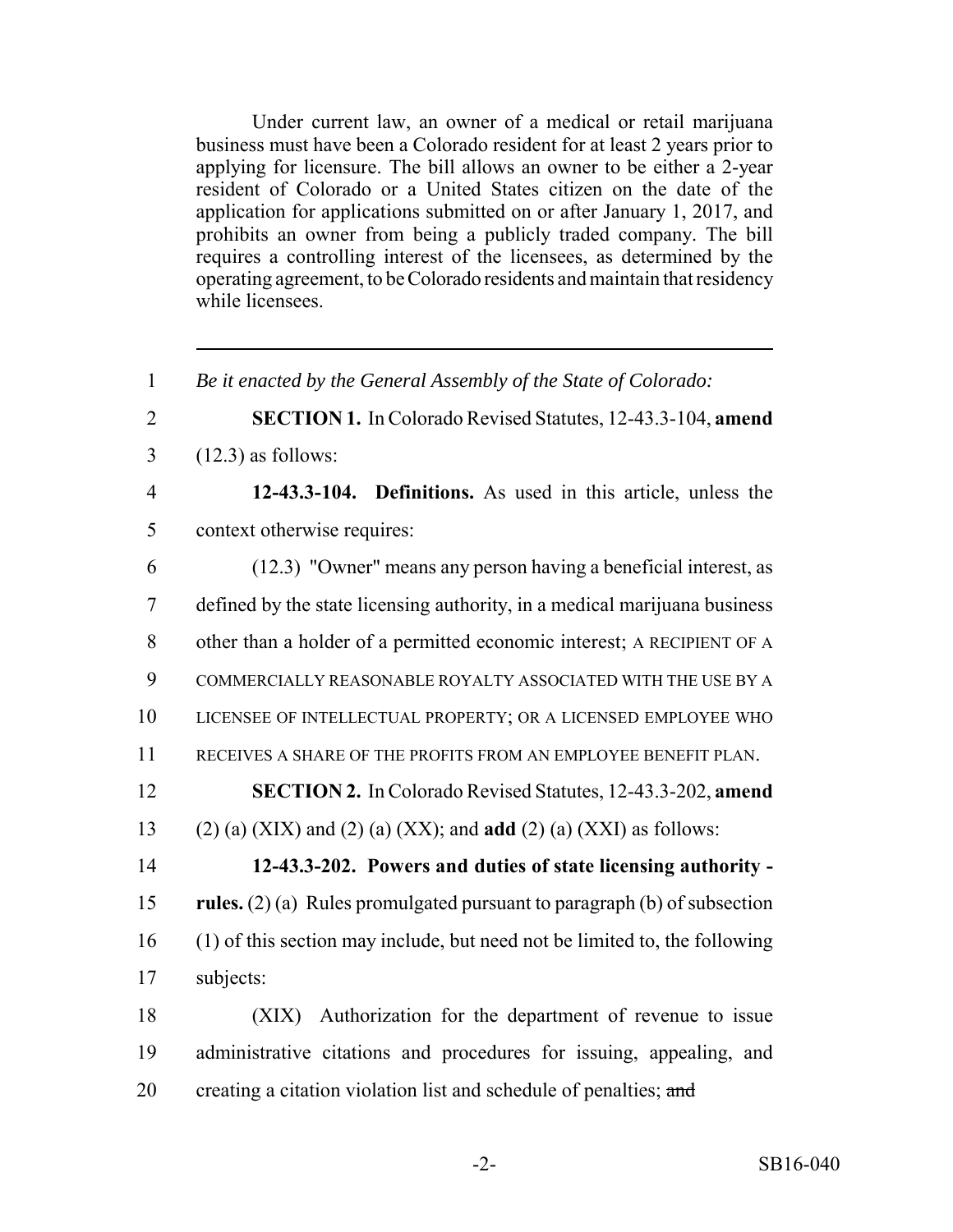Under current law, an owner of a medical or retail marijuana business must have been a Colorado resident for at least 2 years prior to applying for licensure. The bill allows an owner to be either a 2-year resident of Colorado or a United States citizen on the date of the application for applications submitted on or after January 1, 2017, and prohibits an owner from being a publicly traded company. The bill requires a controlling interest of the licensees, as determined by the operating agreement, to be Colorado residents and maintain that residency while licensees.

---

1 *Be it enacted by the General Assembly of the State of Colorado:*

2 **SECTION 1.** In Colorado Revised Statutes, 12-43.3-104, **amend**
3 (12.3) as follows:

4 **12-43.3-104. Definitions.** As used in this article, unless the
5 context otherwise requires:

6 (12.3) "Owner" means any person having a beneficial interest, as
7 defined by the state licensing authority, in a medical marijuana business
8 other than a holder of a permitted economic interest; A RECIPIENT OF A
9 COMMERCIALLY REASONABLE ROYALTY ASSOCIATED WITH THE USE BY A
10 LICENSEE OF INTELLECTUAL PROPERTY; OR A LICENSED EMPLOYEE WHO
11 RECEIVES A SHARE OF THE PROFITS FROM AN EMPLOYEE BENEFIT PLAN.

12 **SECTION 2.** In Colorado Revised Statutes, 12-43.3-202, **amend**
13 (2) (a) (XIX) and (2) (a) (XX); and **add** (2) (a) (XXI) as follows:

14 **12-43.3-202. Powers and duties of state licensing authority -**
15 **rules.** (2) (a) Rules promulgated pursuant to paragraph (b) of subsection
16 (1) of this section may include, but need not be limited to, the following
17 subjects:

18 (XIX) Authorization for the department of revenue to issue
19 administrative citations and procedures for issuing, appealing, and
20 creating a citation violation list and schedule of penalties; ~~and~~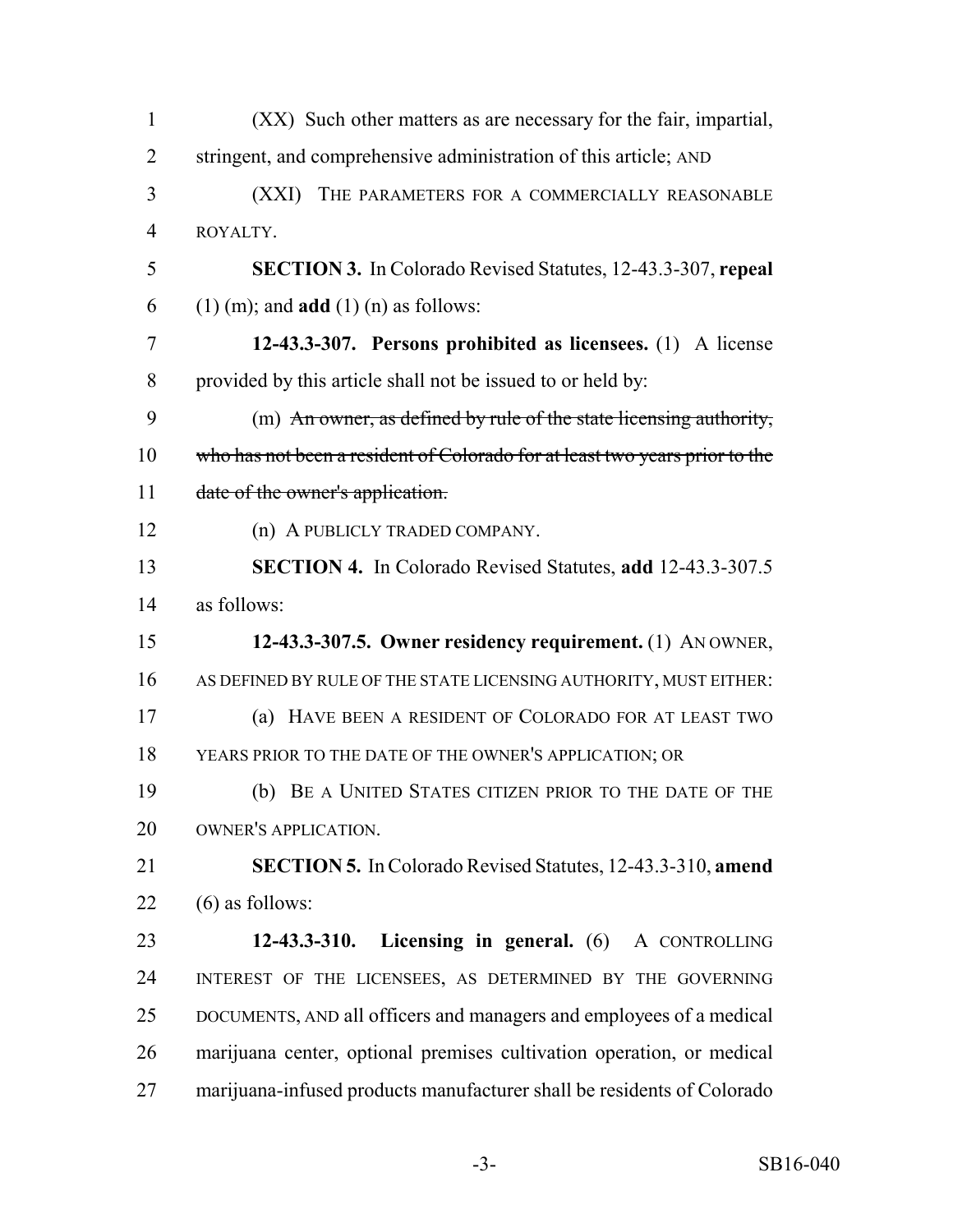(XX) Such other matters as are necessary for the fair, impartial, stringent, and comprehensive administration of this article; AND

(XXI) THE PARAMETERS FOR A COMMERCIALLY REASONABLE ROYALTY.

**SECTION 3.** In Colorado Revised Statutes, 12-43.3-307, **repeal** (1) (m); and **add** (1) (n) as follows:

**12-43.3-307. Persons prohibited as licensees.** (1) A license provided by this article shall not be issued to or held by:

(m) ~~An owner, as defined by rule of the state licensing authority, who has not been a resident of Colorado for at least two years prior to the date of the owner's application.~~

(n) A PUBLICLY TRADED COMPANY.

**SECTION 4.** In Colorado Revised Statutes, **add** 12-43.3-307.5 as follows:

**12-43.3-307.5. Owner residency requirement.** (1) AN OWNER, AS DEFINED BY RULE OF THE STATE LICENSING AUTHORITY, MUST EITHER:

(a) HAVE BEEN A RESIDENT OF COLORADO FOR AT LEAST TWO YEARS PRIOR TO THE DATE OF THE OWNER'S APPLICATION; OR

(b) BE A UNITED STATES CITIZEN PRIOR TO THE DATE OF THE OWNER'S APPLICATION.

**SECTION 5.** In Colorado Revised Statutes, 12-43.3-310, **amend** (6) as follows:

**12-43.3-310. Licensing in general.** (6) A CONTROLLING INTEREST OF THE LICENSEES, AS DETERMINED BY THE GOVERNING DOCUMENTS, AND all officers and managers and employees of a medical marijuana center, optional premises cultivation operation, or medical marijuana-infused products manufacturer shall be residents of Colorado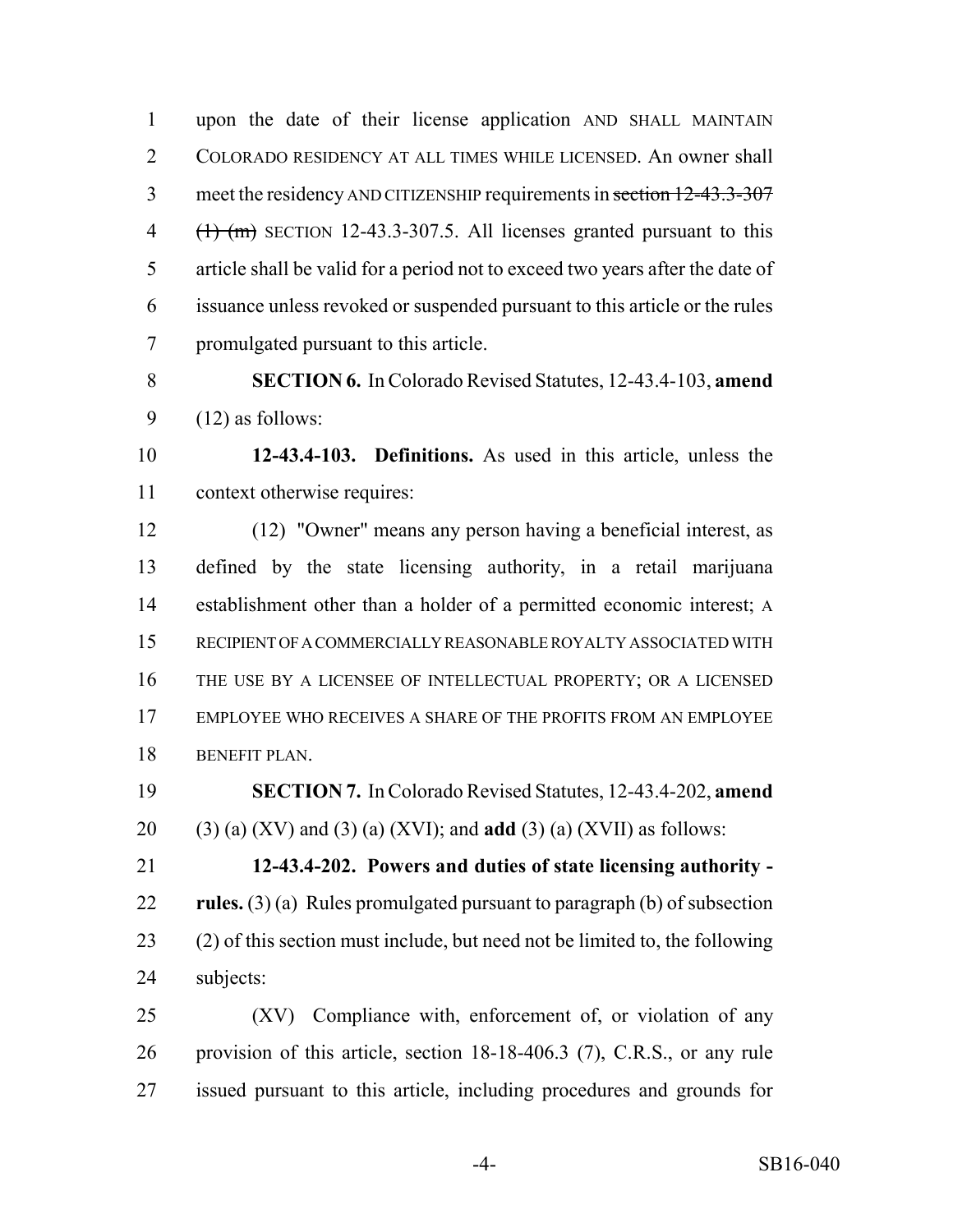upon the date of their license application AND SHALL MAINTAIN COLORADO RESIDENCY AT ALL TIMES WHILE LICENSED. An owner shall meet the residency AND CITIZENSHIP requirements in ~~section 12-43.3-307 (1) (m)~~ SECTION 12-43.3-307.5. All licenses granted pursuant to this article shall be valid for a period not to exceed two years after the date of issuance unless revoked or suspended pursuant to this article or the rules promulgated pursuant to this article.

**SECTION 6.** In Colorado Revised Statutes, 12-43.4-103, **amend** (12) as follows:

**12-43.4-103. Definitions.** As used in this article, unless the context otherwise requires:

(12) "Owner" means any person having a beneficial interest, as defined by the state licensing authority, in a retail marijuana establishment other than a holder of a permitted economic interest; A RECIPIENT OF A COMMERCIALLY REASONABLE ROYALTY ASSOCIATED WITH THE USE BY A LICENSEE OF INTELLECTUAL PROPERTY; OR A LICENSED EMPLOYEE WHO RECEIVES A SHARE OF THE PROFITS FROM AN EMPLOYEE BENEFIT PLAN.

**SECTION 7.** In Colorado Revised Statutes, 12-43.4-202, **amend** (3) (a) (XV) and (3) (a) (XVI); and **add** (3) (a) (XVII) as follows:

**12-43.4-202. Powers and duties of state licensing authority - rules.** (3) (a) Rules promulgated pursuant to paragraph (b) of subsection (2) of this section must include, but need not be limited to, the following subjects:

(XV) Compliance with, enforcement of, or violation of any provision of this article, section 18-18-406.3 (7), C.R.S., or any rule issued pursuant to this article, including procedures and grounds for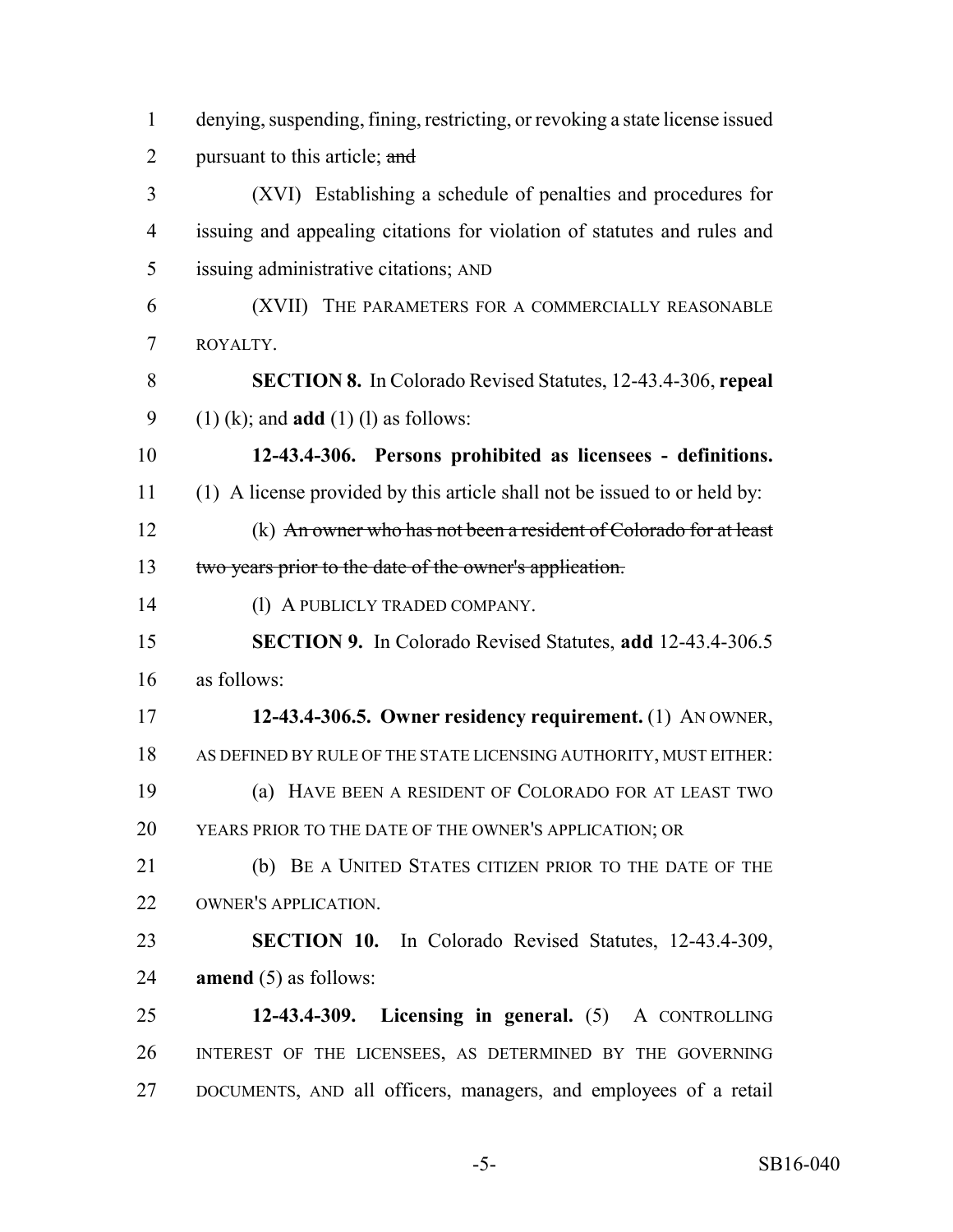denying, suspending, fining, restricting, or revoking a state license issued pursuant to this article; ~~and~~

(XVI) Establishing a schedule of penalties and procedures for issuing and appealing citations for violation of statutes and rules and issuing administrative citations; AND

(XVII) THE PARAMETERS FOR A COMMERCIALLY REASONABLE ROYALTY.

**SECTION 8.** In Colorado Revised Statutes, 12-43.4-306, **repeal** (1) (k); and **add** (1) (l) as follows:

**12-43.4-306. Persons prohibited as licensees - definitions.** (1) A license provided by this article shall not be issued to or held by:

(k) ~~An owner who has not been a resident of Colorado for at least two years prior to the date of the owner's application.~~

(l) A PUBLICLY TRADED COMPANY.

**SECTION 9.** In Colorado Revised Statutes, **add** 12-43.4-306.5 as follows:

**12-43.4-306.5. Owner residency requirement.** (1) AN OWNER, AS DEFINED BY RULE OF THE STATE LICENSING AUTHORITY, MUST EITHER:

(a) HAVE BEEN A RESIDENT OF COLORADO FOR AT LEAST TWO YEARS PRIOR TO THE DATE OF THE OWNER'S APPLICATION; OR

(b) BE A UNITED STATES CITIZEN PRIOR TO THE DATE OF THE OWNER'S APPLICATION.

**SECTION 10.** In Colorado Revised Statutes, 12-43.4-309, **amend** (5) as follows:

**12-43.4-309. Licensing in general.** (5) A CONTROLLING INTEREST OF THE LICENSEES, AS DETERMINED BY THE GOVERNING DOCUMENTS, AND all officers, managers, and employees of a retail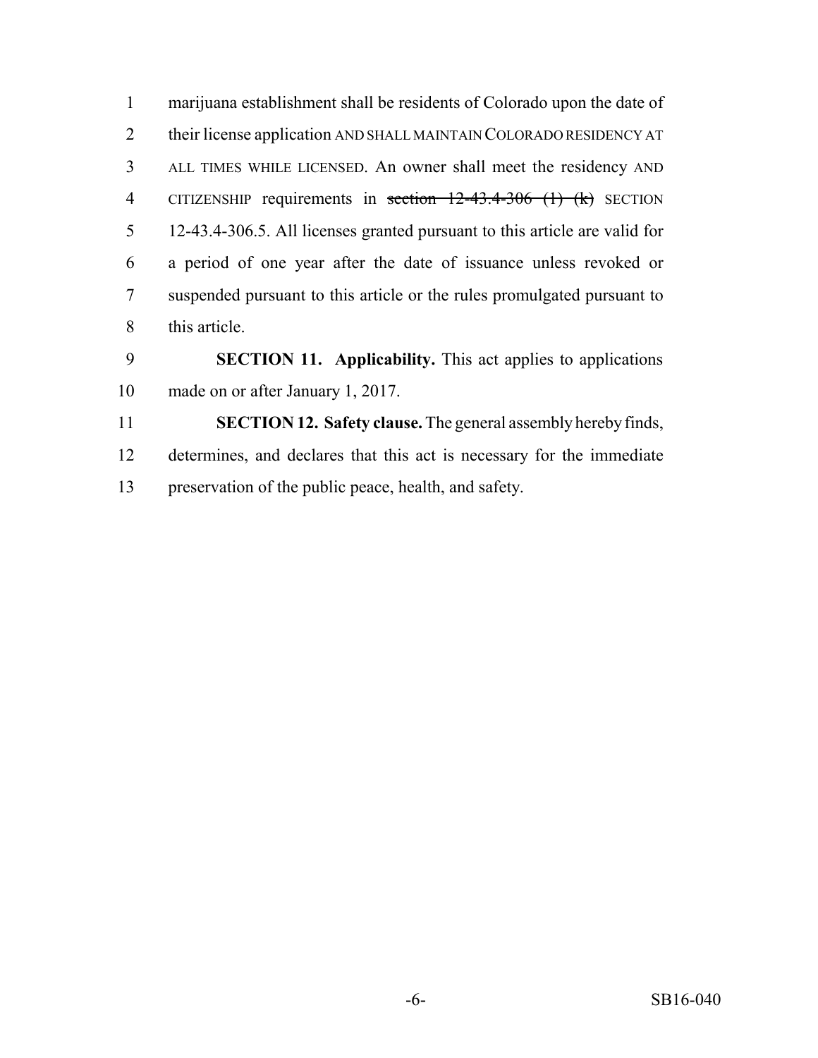marijuana establishment shall be residents of Colorado upon the date of their license application AND SHALL MAINTAIN COLORADO RESIDENCY AT ALL TIMES WHILE LICENSED. An owner shall meet the residency AND CITIZENSHIP requirements in ~~section 12-43.4-306 (1) (k)~~ SECTION 12-43.4-306.5. All licenses granted pursuant to this article are valid for a period of one year after the date of issuance unless revoked or suspended pursuant to this article or the rules promulgated pursuant to this article.

**SECTION 11. Applicability.** This act applies to applications made on or after January 1, 2017.

**SECTION 12. Safety clause.** The general assembly hereby finds, determines, and declares that this act is necessary for the immediate preservation of the public peace, health, and safety.